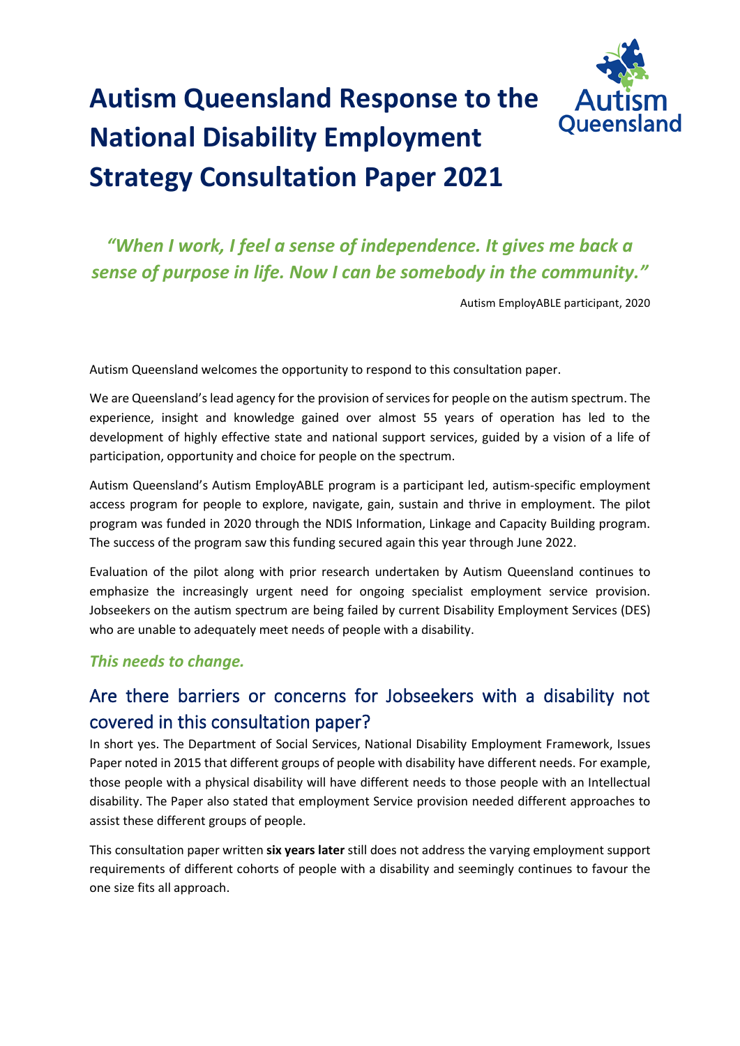# Autism Queensland Response to the National Disability Employment Strategy Consultation Paper 2021

*"When I work, I feel a sense of independence. It gives me back a sense of purpose in life. Now I can be somebody in the community."*

Autism EmployABLE participant, 2020

Autism Queensland welcomes the opportunity to respond to this consultation paper.

We are Queensland's lead agency for the provision of services for people on the autism spectrum. The experience, insight and knowledge gained over almost 55 years of operation has led to the development of highly effective state and national support services, guided by a vision of a life of participation, opportunity and choice for people on the spectrum.

Autism Queensland's Autism EmployABLE program is a participant led, autism-specific employment access program for people to explore, navigate, gain, sustain and thrive in employment. The pilot program was funded in 2020 through the NDIS Information, Linkage and Capacity Building program. The success of the program saw this funding secured again this year through June 2022.

Evaluation of the pilot along with prior research undertaken by Autism Queensland continues to emphasize the increasingly urgent need for ongoing specialist employment service provision. Jobseekers on the autism spectrum are being failed by current Disability Employment Services (DES) who are unable to adequately meet needs of people with a disability.

***This needs to change.***

## Are there barriers or concerns for Jobseekers with a disability not covered in this consultation paper?

In short yes. The Department of Social Services, National Disability Employment Framework, Issues Paper noted in 2015 that different groups of people with disability have different needs. For example, those people with a physical disability will have different needs to those people with an Intellectual disability. The Paper also stated that employment Service provision needed different approaches to assist these different groups of people.

This consultation paper written **six years later** still does not address the varying employment support requirements of different cohorts of people with a disability and seemingly continues to favour the one size fits all approach.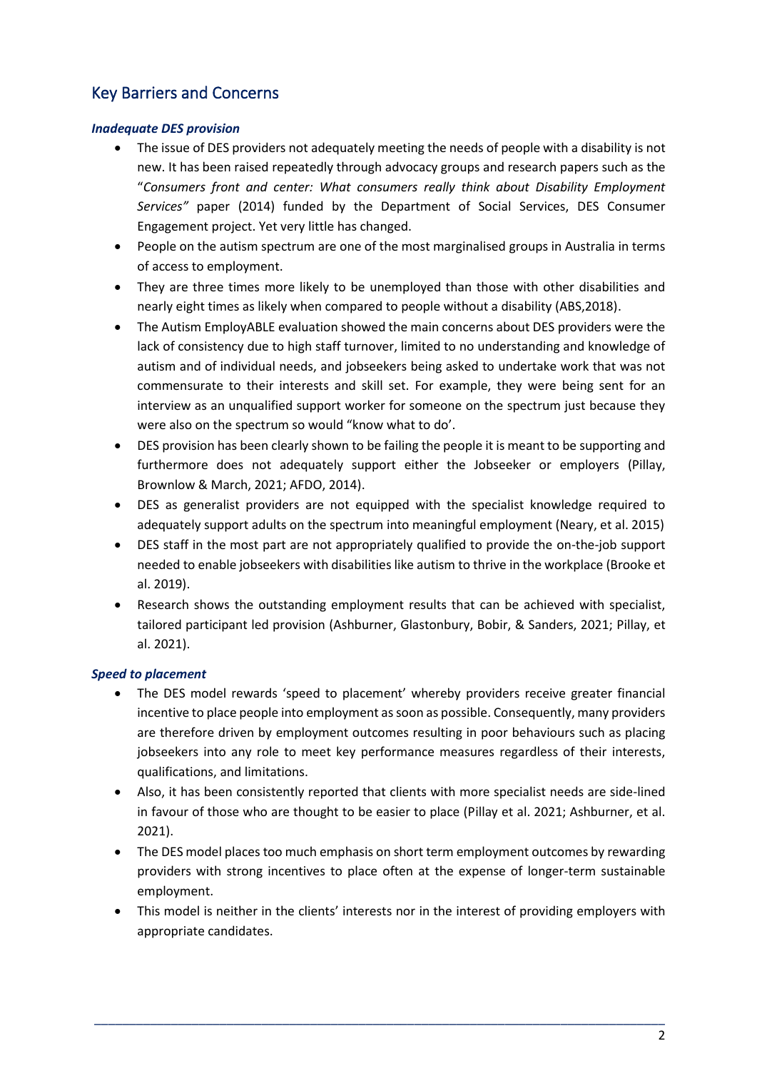## Key Barriers and Concerns

### *Inadequate DES provision*

- The issue of DES providers not adequately meeting the needs of people with a disability is not new. It has been raised repeatedly through advocacy groups and research papers such as the "*Consumers front and center: What consumers really think about Disability Employment Services"* paper (2014) funded by the Department of Social Services, DES Consumer Engagement project. Yet very little has changed.
- People on the autism spectrum are one of the most marginalised groups in Australia in terms of access to employment.
- They are three times more likely to be unemployed than those with other disabilities and nearly eight times as likely when compared to people without a disability (ABS,2018).
- The Autism EmployABLE evaluation showed the main concerns about DES providers were the lack of consistency due to high staff turnover, limited to no understanding and knowledge of autism and of individual needs, and jobseekers being asked to undertake work that was not commensurate to their interests and skill set. For example, they were being sent for an interview as an unqualified support worker for someone on the spectrum just because they were also on the spectrum so would "know what to do'.
- DES provision has been clearly shown to be failing the people it is meant to be supporting and furthermore does not adequately support either the Jobseeker or employers (Pillay, Brownlow & March, 2021; AFDO, 2014).
- DES as generalist providers are not equipped with the specialist knowledge required to adequately support adults on the spectrum into meaningful employment (Neary, et al. 2015)
- DES staff in the most part are not appropriately qualified to provide the on-the-job support needed to enable jobseekers with disabilities like autism to thrive in the workplace (Brooke et al. 2019).
- Research shows the outstanding employment results that can be achieved with specialist, tailored participant led provision (Ashburner, Glastonbury, Bobir, & Sanders, 2021; Pillay, et al. 2021).

### *Speed to placement*

- The DES model rewards 'speed to placement' whereby providers receive greater financial incentive to place people into employment as soon as possible. Consequently, many providers are therefore driven by employment outcomes resulting in poor behaviours such as placing jobseekers into any role to meet key performance measures regardless of their interests, qualifications, and limitations.
- Also, it has been consistently reported that clients with more specialist needs are side-lined in favour of those who are thought to be easier to place (Pillay et al. 2021; Ashburner, et al. 2021).
- The DES model places too much emphasis on short term employment outcomes by rewarding providers with strong incentives to place often at the expense of longer-term sustainable employment.
- This model is neither in the clients' interests nor in the interest of providing employers with appropriate candidates.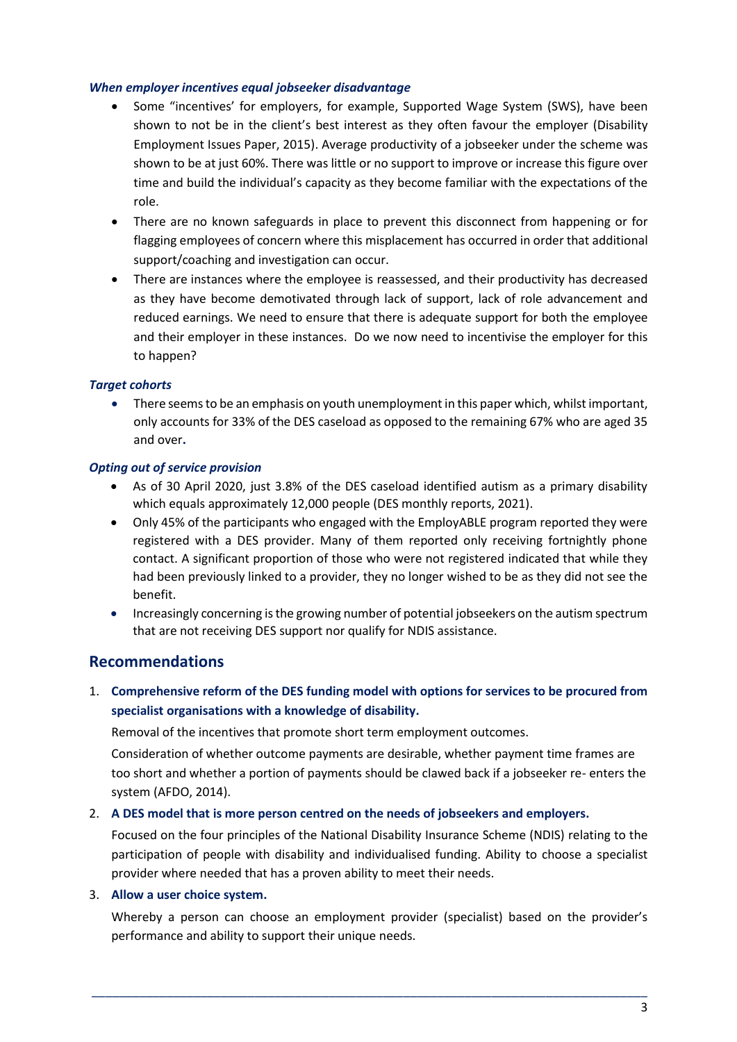***When employer incentives equal jobseeker disadvantage***

- Some "incentives' for employers, for example, Supported Wage System (SWS), have been shown to not be in the client's best interest as they often favour the employer (Disability Employment Issues Paper, 2015). Average productivity of a jobseeker under the scheme was shown to be at just 60%. There was little or no support to improve or increase this figure over time and build the individual's capacity as they become familiar with the expectations of the role.
- There are no known safeguards in place to prevent this disconnect from happening or for flagging employees of concern where this misplacement has occurred in order that additional support/coaching and investigation can occur.
- There are instances where the employee is reassessed, and their productivity has decreased as they have become demotivated through lack of support, lack of role advancement and reduced earnings. We need to ensure that there is adequate support for both the employee and their employer in these instances. Do we now need to incentivise the employer for this to happen?

***Target cohorts***

- There seems to be an emphasis on youth unemployment in this paper which, whilst important, only accounts for 33% of the DES caseload as opposed to the remaining 67% who are aged 35 and over.

***Opting out of service provision***

- As of 30 April 2020, just 3.8% of the DES caseload identified autism as a primary disability which equals approximately 12,000 people (DES monthly reports, 2021).
- Only 45% of the participants who engaged with the EmployABLE program reported they were registered with a DES provider. Many of them reported only receiving fortnightly phone contact. A significant proportion of those who were not registered indicated that while they had been previously linked to a provider, they no longer wished to be as they did not see the benefit.
- Increasingly concerning is the growing number of potential jobseekers on the autism spectrum that are not receiving DES support nor qualify for NDIS assistance.

## Recommendations

1. **Comprehensive reform of the DES funding model with options for services to be procured from specialist organisations with a knowledge of disability.**

   Removal of the incentives that promote short term employment outcomes.

   Consideration of whether outcome payments are desirable, whether payment time frames are too short and whether a portion of payments should be clawed back if a jobseeker re- enters the system (AFDO, 2014).

2. **A DES model that is more person centred on the needs of jobseekers and employers.**

   Focused on the four principles of the National Disability Insurance Scheme (NDIS) relating to the participation of people with disability and individualised funding. Ability to choose a specialist provider where needed that has a proven ability to meet their needs.

3. **Allow a user choice system.**

   Whereby a person can choose an employment provider (specialist) based on the provider's performance and ability to support their unique needs.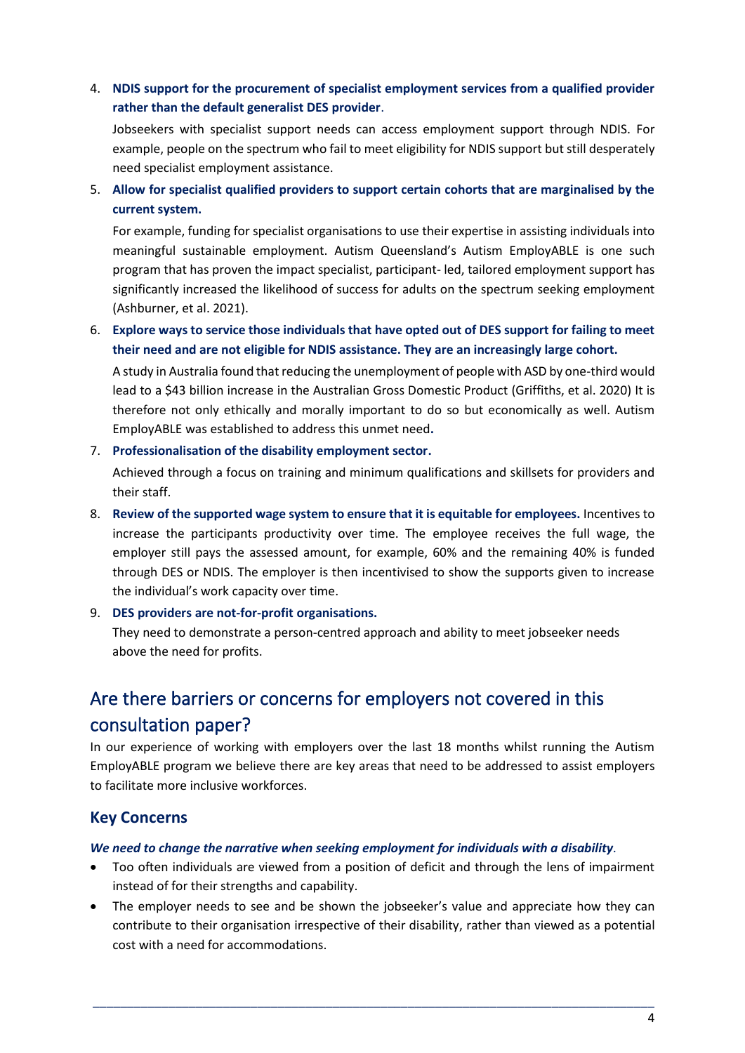4. **NDIS support for the procurement of specialist employment services from a qualified provider rather than the default generalist DES provider**.

   Jobseekers with specialist support needs can access employment support through NDIS. For example, people on the spectrum who fail to meet eligibility for NDIS support but still desperately need specialist employment assistance.

5. **Allow for specialist qualified providers to support certain cohorts that are marginalised by the current system.**

   For example, funding for specialist organisations to use their expertise in assisting individuals into meaningful sustainable employment. Autism Queensland's Autism EmployABLE is one such program that has proven the impact specialist, participant- led, tailored employment support has significantly increased the likelihood of success for adults on the spectrum seeking employment (Ashburner, et al. 2021).

6. **Explore ways to service those individuals that have opted out of DES support for failing to meet their need and are not eligible for NDIS assistance. They are an increasingly large cohort.**

   A study in Australia found that reducing the unemployment of people with ASD by one-third would lead to a $43 billion increase in the Australian Gross Domestic Product (Griffiths, et al. 2020) It is therefore not only ethically and morally important to do so but economically as well. Autism EmployABLE was established to address this unmet need**.**

7. **Professionalisation of the disability employment sector.**

   Achieved through a focus on training and minimum qualifications and skillsets for providers and their staff.

8. **Review of the supported wage system to ensure that it is equitable for employees.** Incentives to increase the participants productivity over time. The employee receives the full wage, the employer still pays the assessed amount, for example, 60% and the remaining 40% is funded through DES or NDIS. The employer is then incentivised to show the supports given to increase the individual's work capacity over time.

9. **DES providers are not-for-profit organisations.**

   They need to demonstrate a person-centred approach and ability to meet jobseeker needs above the need for profits.

## Are there barriers or concerns for employers not covered in this consultation paper?

In our experience of working with employers over the last 18 months whilst running the Autism EmployABLE program we believe there are key areas that need to be addressed to assist employers to facilitate more inclusive workforces.

### Key Concerns

***We need to change the narrative when seeking employment for individuals with a disability**.*

- Too often individuals are viewed from a position of deficit and through the lens of impairment instead of for their strengths and capability.
- The employer needs to see and be shown the jobseeker's value and appreciate how they can contribute to their organisation irrespective of their disability, rather than viewed as a potential cost with a need for accommodations.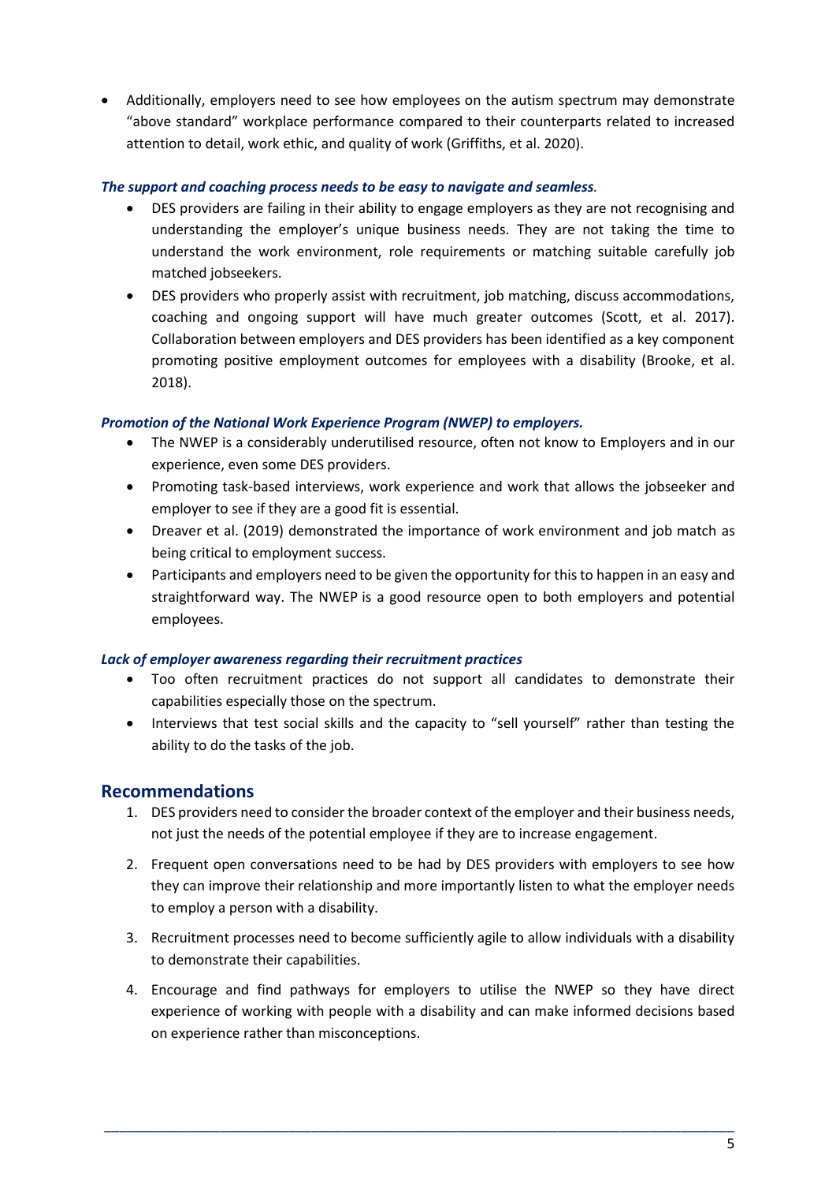- Additionally, employers need to see how employees on the autism spectrum may demonstrate "above standard" workplace performance compared to their counterparts related to increased attention to detail, work ethic, and quality of work (Griffiths, et al. 2020).

***The support and coaching process needs to be easy to navigate and seamless.***

- DES providers are failing in their ability to engage employers as they are not recognising and understanding the employer's unique business needs. They are not taking the time to understand the work environment, role requirements or matching suitable carefully job matched jobseekers.
- DES providers who properly assist with recruitment, job matching, discuss accommodations, coaching and ongoing support will have much greater outcomes (Scott, et al. 2017). Collaboration between employers and DES providers has been identified as a key component promoting positive employment outcomes for employees with a disability (Brooke, et al. 2018).

***Promotion of the National Work Experience Program (NWEP) to employers.***

- The NWEP is a considerably underutilised resource, often not know to Employers and in our experience, even some DES providers.
- Promoting task-based interviews, work experience and work that allows the jobseeker and employer to see if they are a good fit is essential.
- Dreaver et al. (2019) demonstrated the importance of work environment and job match as being critical to employment success.
- Participants and employers need to be given the opportunity for this to happen in an easy and straightforward way. The NWEP is a good resource open to both employers and potential employees.

***Lack of employer awareness regarding their recruitment practices***

- Too often recruitment practices do not support all candidates to demonstrate their capabilities especially those on the spectrum.
- Interviews that test social skills and the capacity to "sell yourself" rather than testing the ability to do the tasks of the job.

## Recommendations

1. DES providers need to consider the broader context of the employer and their business needs, not just the needs of the potential employee if they are to increase engagement.
2. Frequent open conversations need to be had by DES providers with employers to see how they can improve their relationship and more importantly listen to what the employer needs to employ a person with a disability.
3. Recruitment processes need to become sufficiently agile to allow individuals with a disability to demonstrate their capabilities.
4. Encourage and find pathways for employers to utilise the NWEP so they have direct experience of working with people with a disability and can make informed decisions based on experience rather than misconceptions.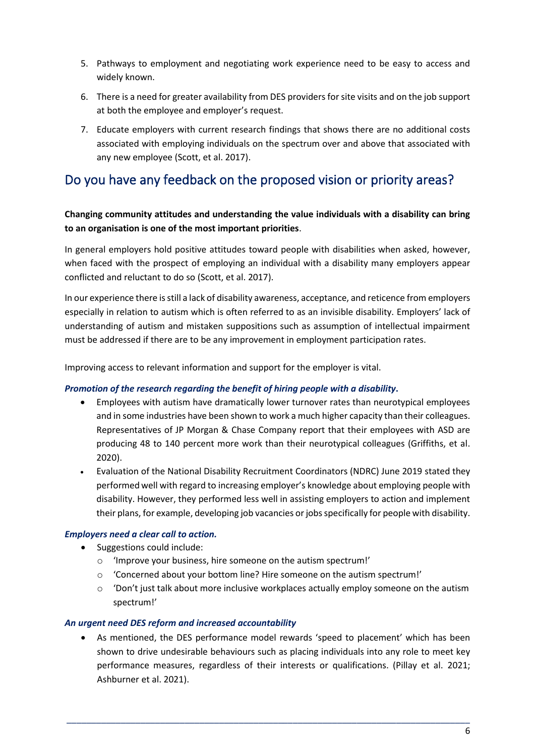5. Pathways to employment and negotiating work experience need to be easy to access and widely known.
6. There is a need for greater availability from DES providers for site visits and on the job support at both the employee and employer's request.
7. Educate employers with current research findings that shows there are no additional costs associated with employing individuals on the spectrum over and above that associated with any new employee (Scott, et al. 2017).

## Do you have any feedback on the proposed vision or priority areas?

**Changing community attitudes and understanding the value individuals with a disability can bring to an organisation is one of the most important priorities**.

In general employers hold positive attitudes toward people with disabilities when asked, however, when faced with the prospect of employing an individual with a disability many employers appear conflicted and reluctant to do so (Scott, et al. 2017).

In our experience there is still a lack of disability awareness, acceptance, and reticence from employers especially in relation to autism which is often referred to as an invisible disability. Employers' lack of understanding of autism and mistaken suppositions such as assumption of intellectual impairment must be addressed if there are to be any improvement in employment participation rates.

Improving access to relevant information and support for the employer is vital.

***Promotion of the research regarding the benefit of hiring people with a disability.***

- Employees with autism have dramatically lower turnover rates than neurotypical employees and in some industries have been shown to work a much higher capacity than their colleagues. Representatives of JP Morgan & Chase Company report that their employees with ASD are producing 48 to 140 percent more work than their neurotypical colleagues (Griffiths, et al. 2020).
- Evaluation of the National Disability Recruitment Coordinators (NDRC) June 2019 stated they performed well with regard to increasing employer's knowledge about employing people with disability. However, they performed less well in assisting employers to action and implement their plans, for example, developing job vacancies or jobs specifically for people with disability.

***Employers need a clear call to action.***

- Suggestions could include:
  - 'Improve your business, hire someone on the autism spectrum!'
  - 'Concerned about your bottom line? Hire someone on the autism spectrum!'
  - 'Don't just talk about more inclusive workplaces actually employ someone on the autism spectrum!'

***An urgent need DES reform and increased accountability***

- As mentioned, the DES performance model rewards 'speed to placement' which has been shown to drive undesirable behaviours such as placing individuals into any role to meet key performance measures, regardless of their interests or qualifications. (Pillay et al. 2021; Ashburner et al. 2021).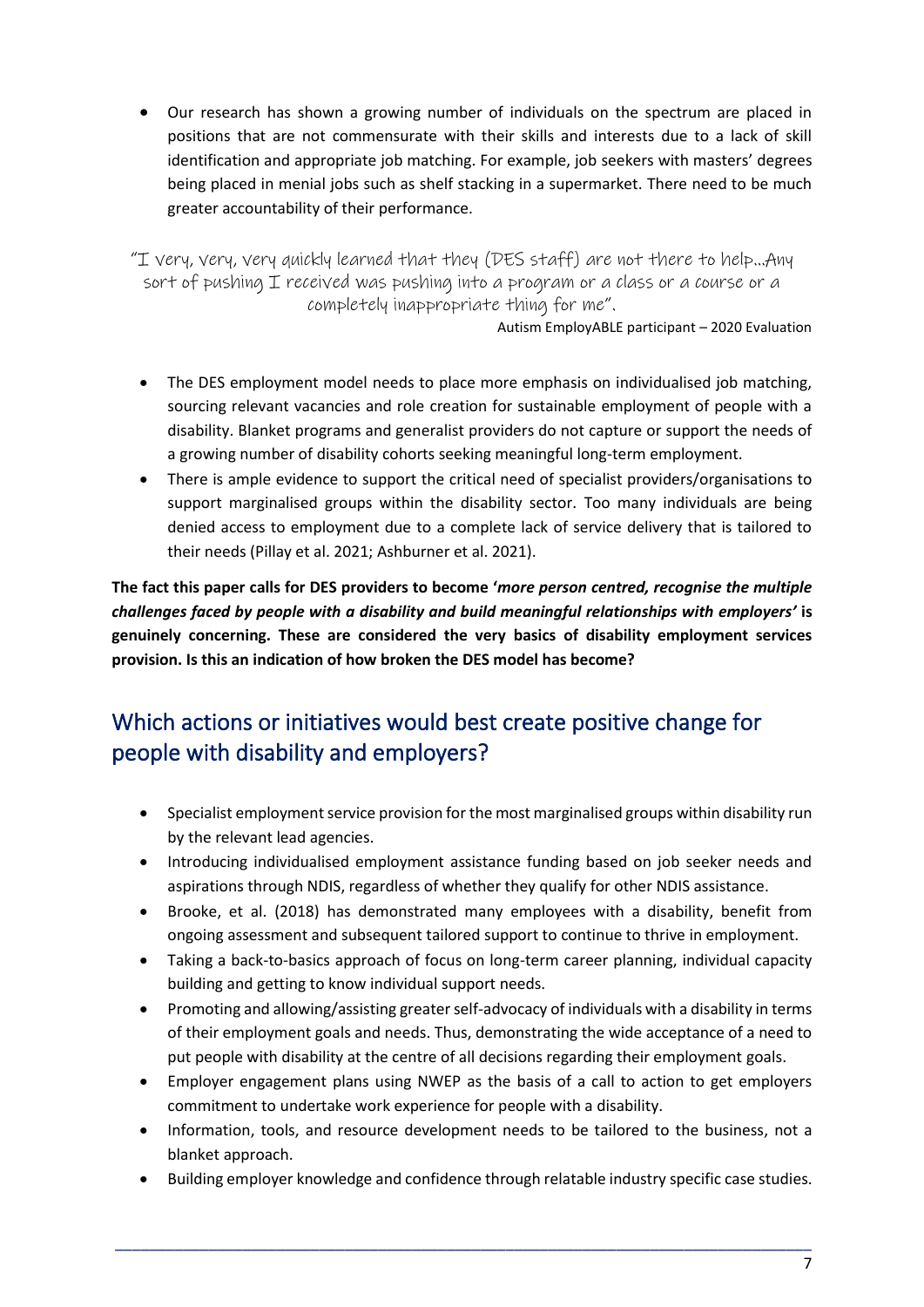- Our research has shown a growing number of individuals on the spectrum are placed in positions that are not commensurate with their skills and interests due to a lack of skill identification and appropriate job matching. For example, job seekers with masters' degrees being placed in menial jobs such as shelf stacking in a supermarket. There need to be much greater accountability of their performance.

"I very, very, very quickly learned that they (DES staff) are not there to help…Any sort of pushing I received was pushing into a program or a class or a course or a completely inappropriate thing for me".

Autism EmployABLE participant – 2020 Evaluation

- The DES employment model needs to place more emphasis on individualised job matching, sourcing relevant vacancies and role creation for sustainable employment of people with a disability. Blanket programs and generalist providers do not capture or support the needs of a growing number of disability cohorts seeking meaningful long-term employment.
- There is ample evidence to support the critical need of specialist providers/organisations to support marginalised groups within the disability sector. Too many individuals are being denied access to employment due to a complete lack of service delivery that is tailored to their needs (Pillay et al. 2021; Ashburner et al. 2021).

**The fact this paper calls for DES providers to become '*more person centred, recognise the multiple challenges faced by people with a disability and build meaningful relationships with employers'* is genuinely concerning. These are considered the very basics of disability employment services provision. Is this an indication of how broken the DES model has become?**

## Which actions or initiatives would best create positive change for people with disability and employers?

- Specialist employment service provision for the most marginalised groups within disability run by the relevant lead agencies.
- Introducing individualised employment assistance funding based on job seeker needs and aspirations through NDIS, regardless of whether they qualify for other NDIS assistance.
- Brooke, et al. (2018) has demonstrated many employees with a disability, benefit from ongoing assessment and subsequent tailored support to continue to thrive in employment.
- Taking a back-to-basics approach of focus on long-term career planning, individual capacity building and getting to know individual support needs.
- Promoting and allowing/assisting greater self-advocacy of individuals with a disability in terms of their employment goals and needs. Thus, demonstrating the wide acceptance of a need to put people with disability at the centre of all decisions regarding their employment goals.
- Employer engagement plans using NWEP as the basis of a call to action to get employers commitment to undertake work experience for people with a disability.
- Information, tools, and resource development needs to be tailored to the business, not a blanket approach.
- Building employer knowledge and confidence through relatable industry specific case studies.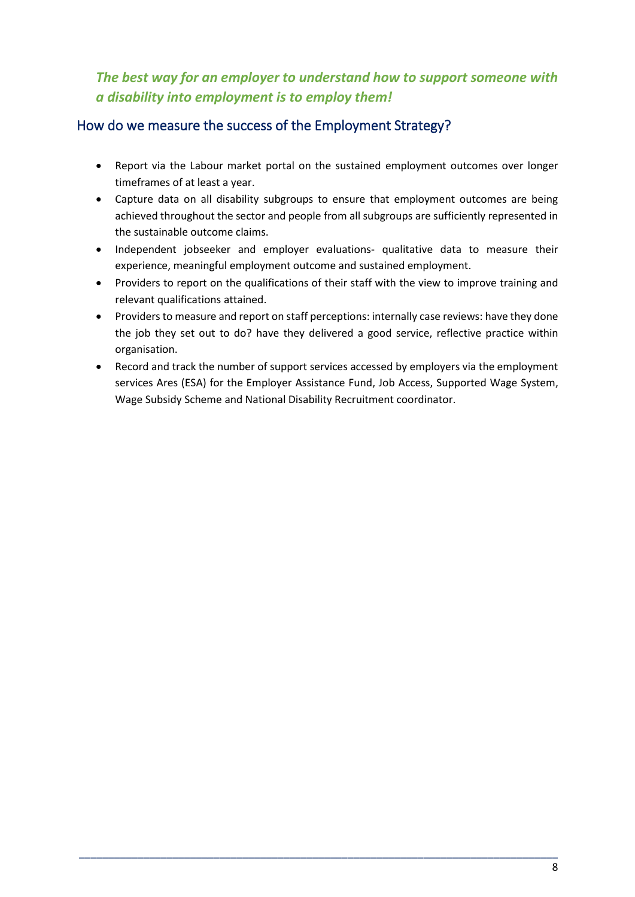***The best way for an employer to understand how to support someone with a disability into employment is to employ them!***

## How do we measure the success of the Employment Strategy?

- Report via the Labour market portal on the sustained employment outcomes over longer timeframes of at least a year.
- Capture data on all disability subgroups to ensure that employment outcomes are being achieved throughout the sector and people from all subgroups are sufficiently represented in the sustainable outcome claims.
- Independent jobseeker and employer evaluations- qualitative data to measure their experience, meaningful employment outcome and sustained employment.
- Providers to report on the qualifications of their staff with the view to improve training and relevant qualifications attained.
- Providers to measure and report on staff perceptions: internally case reviews: have they done the job they set out to do? have they delivered a good service, reflective practice within organisation.
- Record and track the number of support services accessed by employers via the employment services Ares (ESA) for the Employer Assistance Fund, Job Access, Supported Wage System, Wage Subsidy Scheme and National Disability Recruitment coordinator.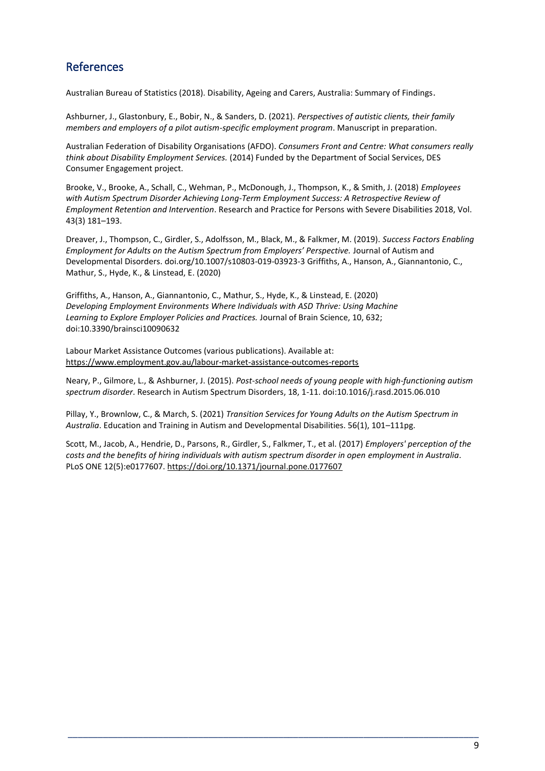## References

Australian Bureau of Statistics (2018). Disability, Ageing and Carers, Australia: Summary of Findings.

Ashburner, J., Glastonbury, E., Bobir, N., & Sanders, D. (2021). *Perspectives of autistic clients, their family members and employers of a pilot autism-specific employment program*. Manuscript in preparation.

Australian Federation of Disability Organisations (AFDO). *Consumers Front and Centre: What consumers really think about Disability Employment Services.* (2014) Funded by the Department of Social Services, DES Consumer Engagement project.

Brooke, V., Brooke, A., Schall, C., Wehman, P., McDonough, J., Thompson, K., & Smith, J. (2018) *Employees with Autism Spectrum Disorder Achieving Long-Term Employment Success: A Retrospective Review of Employment Retention and Intervention*. Research and Practice for Persons with Severe Disabilities 2018, Vol. 43(3) 181–193.

Dreaver, J., Thompson, C., Girdler, S., Adolfsson, M., Black, M., & Falkmer, M. (2019). *Success Factors Enabling Employment for Adults on the Autism Spectrum from Employers' Perspective.* Journal of Autism and Developmental Disorders. doi.org/10.1007/s10803-019-03923-3 Griffiths, A., Hanson, A., Giannantonio, C., Mathur, S., Hyde, K., & Linstead, E. (2020)

Griffiths, A., Hanson, A., Giannantonio, C., Mathur, S., Hyde, K., & Linstead, E. (2020) *Developing Employment Environments Where Individuals with ASD Thrive: Using Machine Learning to Explore Employer Policies and Practices.* Journal of Brain Science, 10, 632; doi:10.3390/brainsci10090632

Labour Market Assistance Outcomes (various publications). Available at: https://www.employment.gov.au/labour-market-assistance-outcomes-reports

Neary, P., Gilmore, L., & Ashburner, J. (2015). *Post-school needs of young people with high-functioning autism spectrum disorder*. Research in Autism Spectrum Disorders, 18, 1-11. doi:10.1016/j.rasd.2015.06.010

Pillay, Y., Brownlow, C., & March, S. (2021) *Transition Services for Young Adults on the Autism Spectrum in Australia*. Education and Training in Autism and Developmental Disabilities. 56(1), 101–111pg.

Scott, M., Jacob, A., Hendrie, D., Parsons, R., Girdler, S., Falkmer, T., et al. (2017) *Employers' perception of the costs and the benefits of hiring individuals with autism spectrum disorder in open employment in Australia*. PLoS ONE 12(5):e0177607. https://doi.org/10.1371/journal.pone.0177607